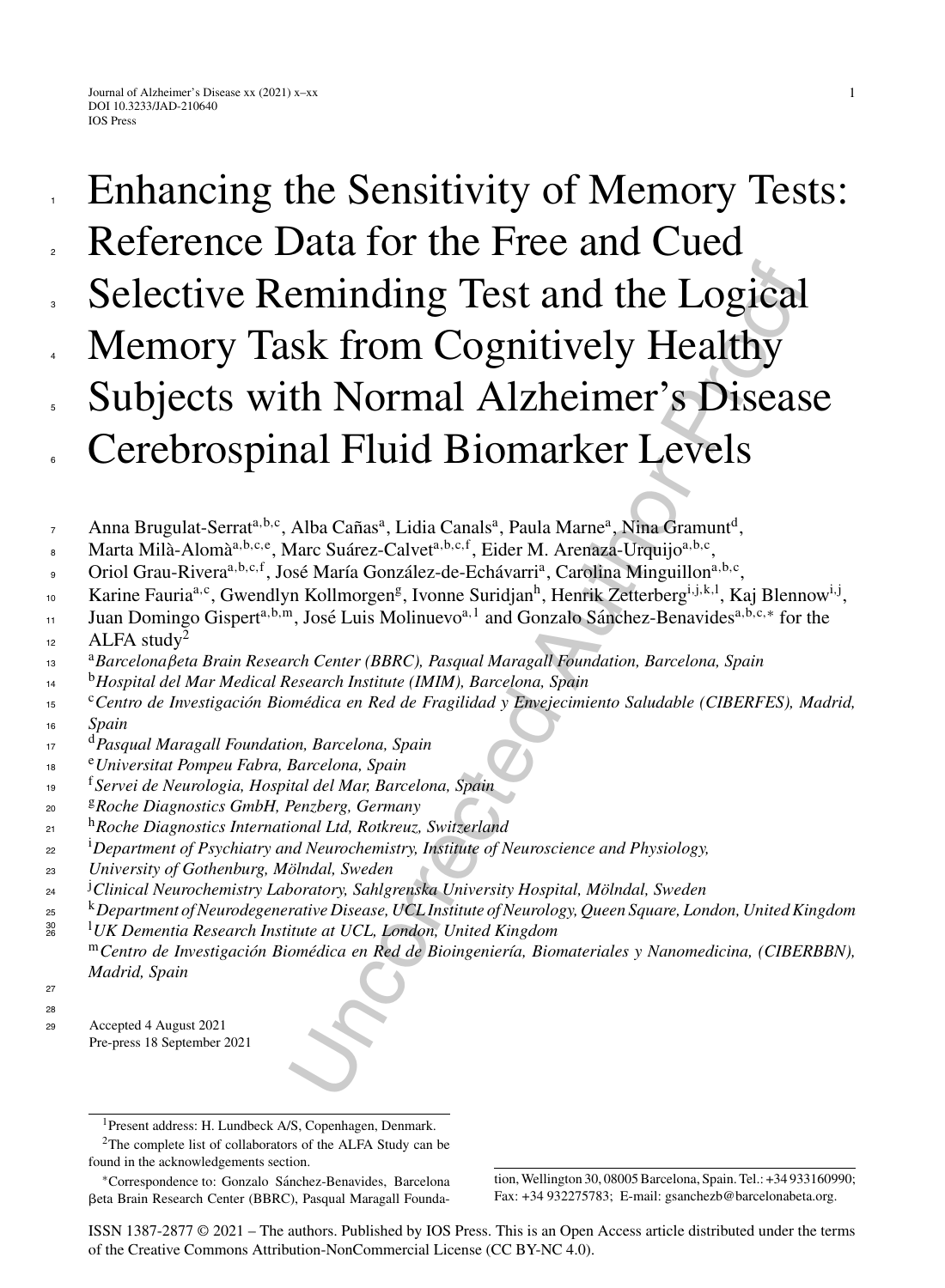# Enhancing the Sensitivity of Memory Tests: Reference Data for the Free and Cued Selective Reminding Test and the Logical Memory Task from Cognitively Healthy Subjects with Normal Alzheimer's Disease Cerebrospinal Fluid Biomarker Levels

Anna Brugulat-Serrat[a,b,c], Alba Cañas[a], Lidia Canals[a], Paula Marne[a], Nina Gramunt[d], Marta Milà-Alomà[a,b,c,e], Marc Suárez-Calvet[a,b,c,f], Eider M. Arenaza-Urquijo[a,b,c], Oriol Grau-Rivera[a,b,c,f], José María González-de-Echávarri[a], Carolina Minguillon[a,b,c], Karine Fauria[a,c], Gwendlyn Kollmorgen[g], Ivonne Suridjan[h], Henrik Zetterberg[i,j,k,l], Kaj Blennow[i,j], Juan Domingo Gispert[a,b,m], José Luis Molinuevo[a,1] and Gonzalo Sánchez-Benavides[a,b,c,*] for the ALFA study[2]

[a] *Barcelonaβeta Brain Research Center (BBRC), Pasqual Maragall Foundation, Barcelona, Spain*
[b] *Hospital del Mar Medical Research Institute (IMIM), Barcelona, Spain*
[c] *Centro de Investigación Biomédica en Red de Fragilidad y Envejecimiento Saludable (CIBERFES), Madrid, Spain*
[d] *Pasqual Maragall Foundation, Barcelona, Spain*
[e] *Universitat Pompeu Fabra, Barcelona, Spain*
[f] *Servei de Neurologia, Hospital del Mar, Barcelona, Spain*
[g] *Roche Diagnostics GmbH, Penzberg, Germany*
[h] *Roche Diagnostics International Ltd, Rotkreuz, Switzerland*
[i] *Department of Psychiatry and Neurochemistry, Institute of Neuroscience and Physiology, University of Gothenburg, Mölndal, Sweden*
[j] *Clinical Neurochemistry Laboratory, Sahlgrenska University Hospital, Mölndal, Sweden*
[k] *Department of Neurodegenerative Disease, UCL Institute of Neurology, Queen Square, London, United Kingdom*
[l] *UK Dementia Research Institute at UCL, London, United Kingdom*
[m] *Centro de Investigación Biomédica en Red de Bioingeniería, Biomateriales y Nanomedicina, (CIBERBBN), Madrid, Spain*

Accepted 4 August 2021
Pre-press 18 September 2021

[1] Present address: H. Lundbeck A/S, Copenhagen, Denmark.

[2] The complete list of collaborators of the ALFA Study can be found in the acknowledgements section.

[*] Correspondence to: Gonzalo Sánchez-Benavides, Barcelona βeta Brain Research Center (BBRC), Pasqual Maragall Foundation, Wellington 30, 08005 Barcelona, Spain. Tel.: +34 933160990; Fax: +34 932275783; E-mail: gsanchezb@barcelonabeta.org.

ISSN 1387-2877 © 2021 – The authors. Published by IOS Press. This is an Open Access article distributed under the terms of the Creative Commons Attribution-NonCommercial License (CC BY-NC 4.0).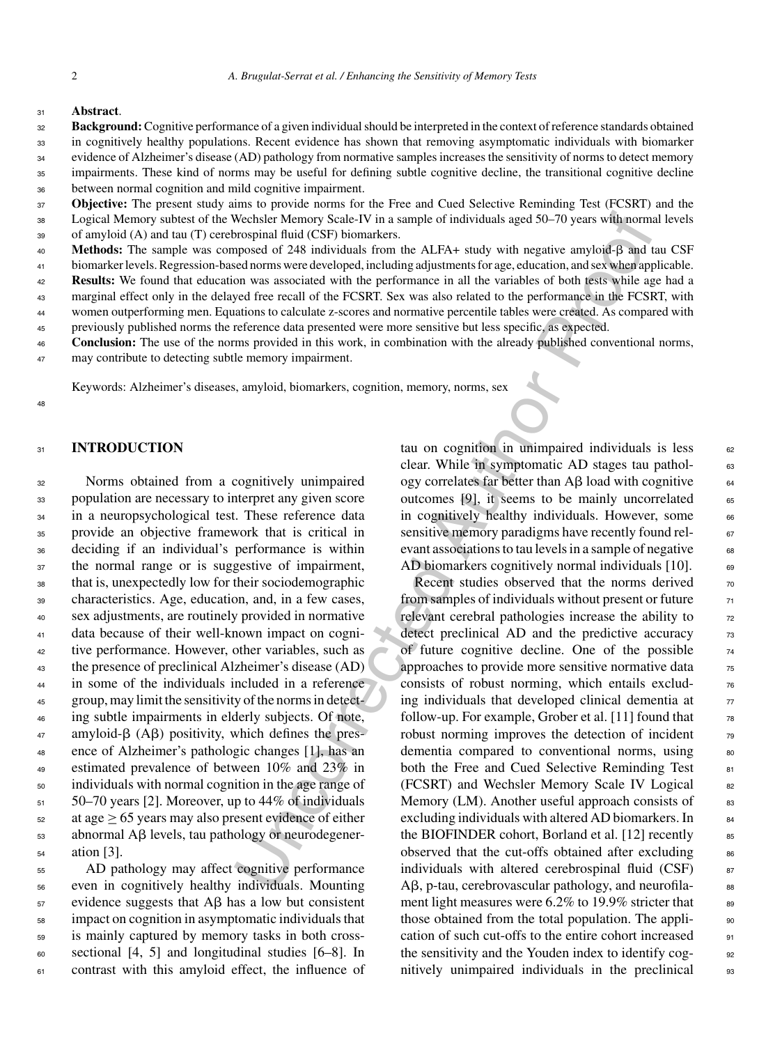**Abstract**.

**Background:** Cognitive performance of a given individual should be interpreted in the context of reference standards obtained in cognitively healthy populations. Recent evidence has shown that removing asymptomatic individuals with biomarker evidence of Alzheimer's disease (AD) pathology from normative samples increases the sensitivity of norms to detect memory impairments. These kind of norms may be useful for defining subtle cognitive decline, the transitional cognitive decline between normal cognition and mild cognitive impairment.

**Objective:** The present study aims to provide norms for the Free and Cued Selective Reminding Test (FCSRT) and the Logical Memory subtest of the Wechsler Memory Scale-IV in a sample of individuals aged 50–70 years with normal levels of amyloid (A) and tau (T) cerebrospinal fluid (CSF) biomarkers.

**Methods:** The sample was composed of 248 individuals from the ALFA+ study with negative amyloid-β and tau CSF biomarker levels. Regression-based norms were developed, including adjustments for age, education, and sex when applicable.

**Results:** We found that education was associated with the performance in all the variables of both tests while age had a marginal effect only in the delayed free recall of the FCSRT. Sex was also related to the performance in the FCSRT, with women outperforming men. Equations to calculate z-scores and normative percentile tables were created. As compared with previously published norms the reference data presented were more sensitive but less specific, as expected.

**Conclusion:** The use of the norms provided in this work, in combination with the already published conventional norms, may contribute to detecting subtle memory impairment.

Keywords: Alzheimer's diseases, amyloid, biomarkers, cognition, memory, norms, sex

## INTRODUCTION

Norms obtained from a cognitively unimpaired population are necessary to interpret any given score in a neuropsychological test. These reference data provide an objective framework that is critical in deciding if an individual's performance is within the normal range or is suggestive of impairment, that is, unexpectedly low for their sociodemographic characteristics. Age, education, and, in a few cases, sex adjustments, are routinely provided in normative data because of their well-known impact on cognitive performance. However, other variables, such as the presence of preclinical Alzheimer's disease (AD) in some of the individuals included in a reference group, may limit the sensitivity of the norms in detecting subtle impairments in elderly subjects. Of note, amyloid-β (Aβ) positivity, which defines the presence of Alzheimer's pathologic changes [1], has an estimated prevalence of between 10% and 23% in individuals with normal cognition in the age range of 50–70 years [2]. Moreover, up to 44% of individuals at age ≥ 65 years may also present evidence of either abnormal Aβ levels, tau pathology or neurodegeneration [3].

AD pathology may affect cognitive performance even in cognitively healthy individuals. Mounting evidence suggests that Aβ has a low but consistent impact on cognition in asymptomatic individuals that is mainly captured by memory tasks in both cross-sectional [4, 5] and longitudinal studies [6–8]. In contrast with this amyloid effect, the influence of tau on cognition in unimpaired individuals is less clear. While in symptomatic AD stages tau pathology correlates far better than Aβ load with cognitive outcomes [9], it seems to be mainly uncorrelated in cognitively healthy individuals. However, some sensitive memory paradigms have recently found relevant associations to tau levels in a sample of negative AD biomarkers cognitively normal individuals [10].

Recent studies observed that the norms derived from samples of individuals without present or future relevant cerebral pathologies increase the ability to detect preclinical AD and the predictive accuracy of future cognitive decline. One of the possible approaches to provide more sensitive normative data consists of robust norming, which entails excluding individuals that developed clinical dementia at follow-up. For example, Grober et al. [11] found that robust norming improves the detection of incident dementia compared to conventional norms, using both the Free and Cued Selective Reminding Test (FCSRT) and Wechsler Memory Scale IV Logical Memory (LM). Another useful approach consists of excluding individuals with altered AD biomarkers. In the BIOFINDER cohort, Borland et al. [12] recently observed that the cut-offs obtained after excluding individuals with altered cerebrospinal fluid (CSF) Aβ, p-tau, cerebrovascular pathology, and neurofilament light measures were 6.2% to 19.9% stricter that those obtained from the total population. The application of such cut-offs to the entire cohort increased the sensitivity and the Youden index to identify cognitively unimpaired individuals in the preclinical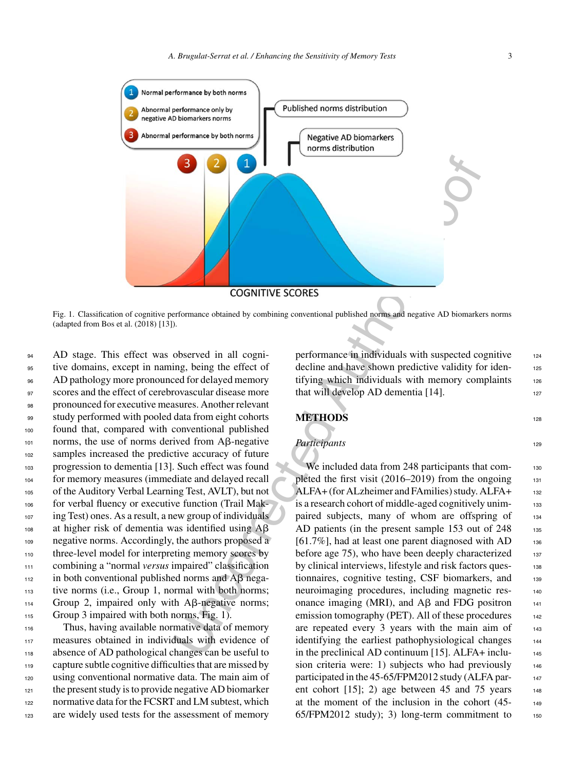Fig. 1. Classification of cognitive performance obtained by combining conventional published norms and negative AD biomarkers norms (adapted from Bos et al. (2018) [13]).

AD stage. This effect was observed in all cognitive domains, except in naming, being the effect of AD pathology more pronounced for delayed memory scores and the effect of cerebrovascular disease more pronounced for executive measures. Another relevant study performed with pooled data from eight cohorts found that, compared with conventional published norms, the use of norms derived from Aβ-negative samples increased the predictive accuracy of future progression to dementia [13]. Such effect was found for memory measures (immediate and delayed recall of the Auditory Verbal Learning Test, AVLT), but not for verbal fluency or executive function (Trail Making Test) ones. As a result, a new group of individuals at higher risk of dementia was identified using Aβ negative norms. Accordingly, the authors proposed a three-level model for interpreting memory scores by combining a "normal *versus* impaired" classification in both conventional published norms and Aβ negative norms (i.e., Group 1, normal with both norms; Group 2, impaired only with Aβ-negative norms; Group 3 impaired with both norms, Fig. 1).

Thus, having available normative data of memory measures obtained in individuals with evidence of absence of AD pathological changes can be useful to capture subtle cognitive difficulties that are missed by using conventional normative data. The main aim of the present study is to provide negative AD biomarker normative data for the FCSRT and LM subtest, which are widely used tests for the assessment of memory performance in individuals with suspected cognitive decline and have shown predictive validity for identifying which individuals with memory complaints that will develop AD dementia [14].

## METHODS

### *Participants*

We included data from 248 participants that completed the first visit (2016–2019) from the ongoing ALFA+ (for ALzheimer and FAmilies) study. ALFA+ is a research cohort of middle-aged cognitively unimpaired subjects, many of whom are offspring of AD patients (in the present sample 153 out of 248 [61.7%], had at least one parent diagnosed with AD before age 75), who have been deeply characterized by clinical interviews, lifestyle and risk factors questionnaires, cognitive testing, CSF biomarkers, and neuroimaging procedures, including magnetic resonance imaging (MRI), and Aβ and FDG positron emission tomography (PET). All of these procedures are repeated every 3 years with the main aim of identifying the earliest pathophysiological changes in the preclinical AD continuum [15]. ALFA+ inclusion criteria were: 1) subjects who had previously participated in the 45-65/FPM2012 study (ALFA parent cohort [15]; 2) age between 45 and 75 years at the moment of the inclusion in the cohort (45-65/FPM2012 study); 3) long-term commitment to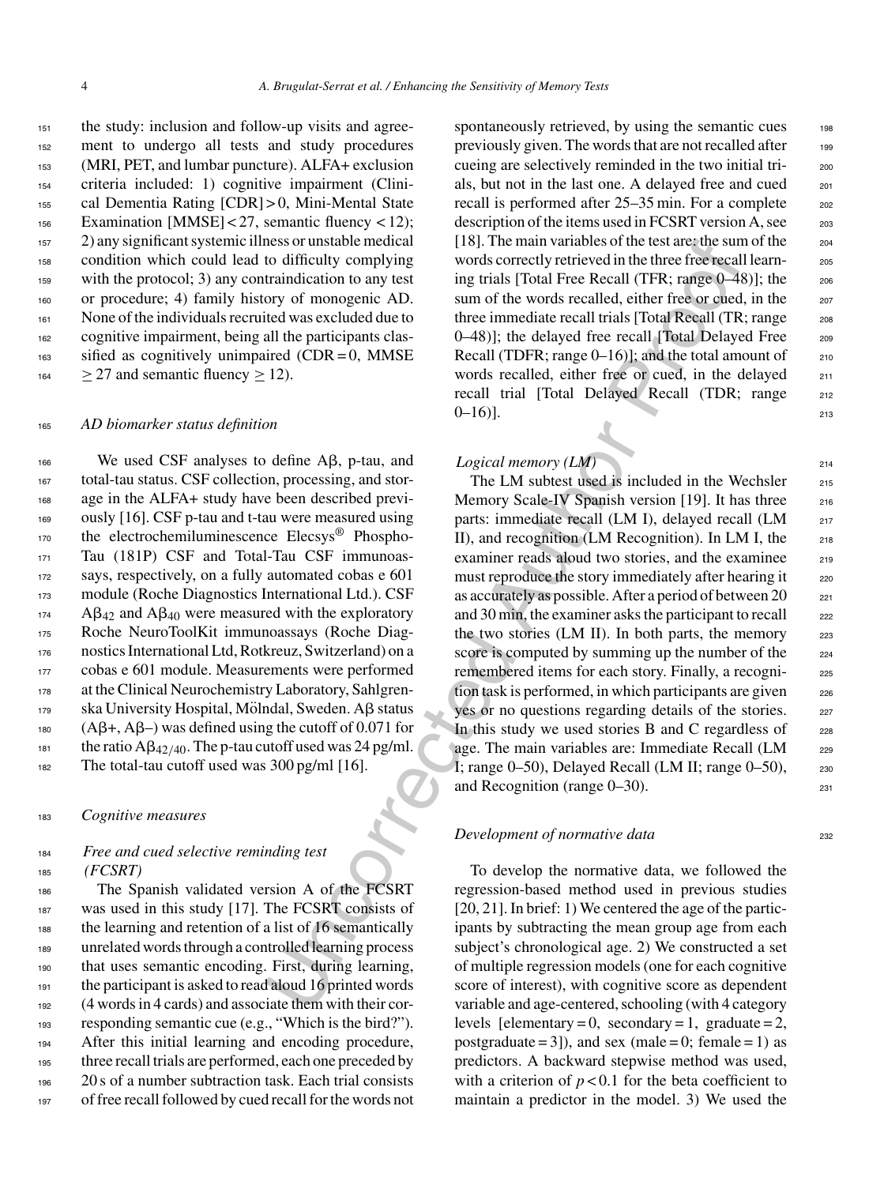the study: inclusion and follow-up visits and agreement to undergo all tests and study procedures (MRI, PET, and lumbar puncture). ALFA+ exclusion criteria included: 1) cognitive impairment (Clinical Dementia Rating [CDR] > 0, Mini-Mental State Examination [MMSE] < 27, semantic fluency < 12); 2) any significant systemic illness or unstable medical condition which could lead to difficulty complying with the protocol; 3) any contraindication to any test or procedure; 4) family history of monogenic AD. None of the individuals recruited was excluded due to cognitive impairment, being all the participants classified as cognitively unimpaired (CDR = 0, MMSE ≥ 27 and semantic fluency ≥ 12).

### *AD biomarker status definition*

We used CSF analyses to define Aβ, p-tau, and total-tau status. CSF collection, processing, and storage in the ALFA+ study have been described previously [16]. CSF p-tau and t-tau were measured using the electrochemiluminescence Elecsys® Phospho-Tau (181P) CSF and Total-Tau CSF immunoassays, respectively, on a fully automated cobas e 601 module (Roche Diagnostics International Ltd.). CSF $A\beta_{42}$ and $A\beta_{40}$ were measured with the exploratory Roche NeuroToolKit immunoassays (Roche Diagnostics International Ltd, Rotkreuz, Switzerland) on a cobas e 601 module. Measurements were performed at the Clinical Neurochemistry Laboratory, Sahlgrenska University Hospital, Mölndal, Sweden. Aβ status (Aβ+, Aβ–) was defined using the cutoff of 0.071 for the ratio $A\beta_{42/40}$. The p-tau cutoff used was 24 pg/ml. The total-tau cutoff used was 300 pg/ml [16].

### *Cognitive measures*

#### *Free and cued selective reminding test (FCSRT)*

The Spanish validated version A of the FCSRT was used in this study [17]. The FCSRT consists of the learning and retention of a list of 16 semantically unrelated words through a controlled learning process that uses semantic encoding. First, during learning, the participant is asked to read aloud 16 printed words (4 words in 4 cards) and associate them with their corresponding semantic cue (e.g., "Which is the bird?"). After this initial learning and encoding procedure, three recall trials are performed, each one preceded by 20 s of a number subtraction task. Each trial consists of free recall followed by cued recall for the words not spontaneously retrieved, by using the semantic cues previously given. The words that are not recalled after cueing are selectively reminded in the two initial trials, but not in the last one. A delayed free and cued recall is performed after 25–35 min. For a complete description of the items used in FCSRT version A, see [18]. The main variables of the test are: the sum of the words correctly retrieved in the three free recall learning trials [Total Free Recall (TFR; range 0–48)]; the sum of the words recalled, either free or cued, in the three immediate recall trials [Total Recall (TR; range 0–48)]; the delayed free recall [Total Delayed Free Recall (TDFR; range 0–16)]; and the total amount of words recalled, either free or cued, in the delayed recall trial [Total Delayed Recall (TDR; range 0–16)].

#### *Logical memory (LM)*

The LM subtest used is included in the Wechsler Memory Scale-IV Spanish version [19]. It has three parts: immediate recall (LM I), delayed recall (LM II), and recognition (LM Recognition). In LM I, the examiner reads aloud two stories, and the examinee must reproduce the story immediately after hearing it as accurately as possible. After a period of between 20 and 30 min, the examiner asks the participant to recall the two stories (LM II). In both parts, the memory score is computed by summing up the number of the remembered items for each story. Finally, a recognition task is performed, in which participants are given yes or no questions regarding details of the stories. In this study we used stories B and C regardless of age. The main variables are: Immediate Recall (LM I; range 0–50), Delayed Recall (LM II; range 0–50), and Recognition (range 0–30).

### *Development of normative data*

To develop the normative data, we followed the regression-based method used in previous studies [20, 21]. In brief: 1) We centered the age of the participants by subtracting the mean group age from each subject's chronological age. 2) We constructed a set of multiple regression models (one for each cognitive score of interest), with cognitive score as dependent variable and age-centered, schooling (with 4 category levels [elementary = 0, secondary = 1, graduate = 2, postgraduate = 3]), and sex (male = 0; female = 1) as predictors. A backward stepwise method was used, with a criterion of $p < 0.1$ for the beta coefficient to maintain a predictor in the model. 3) We used the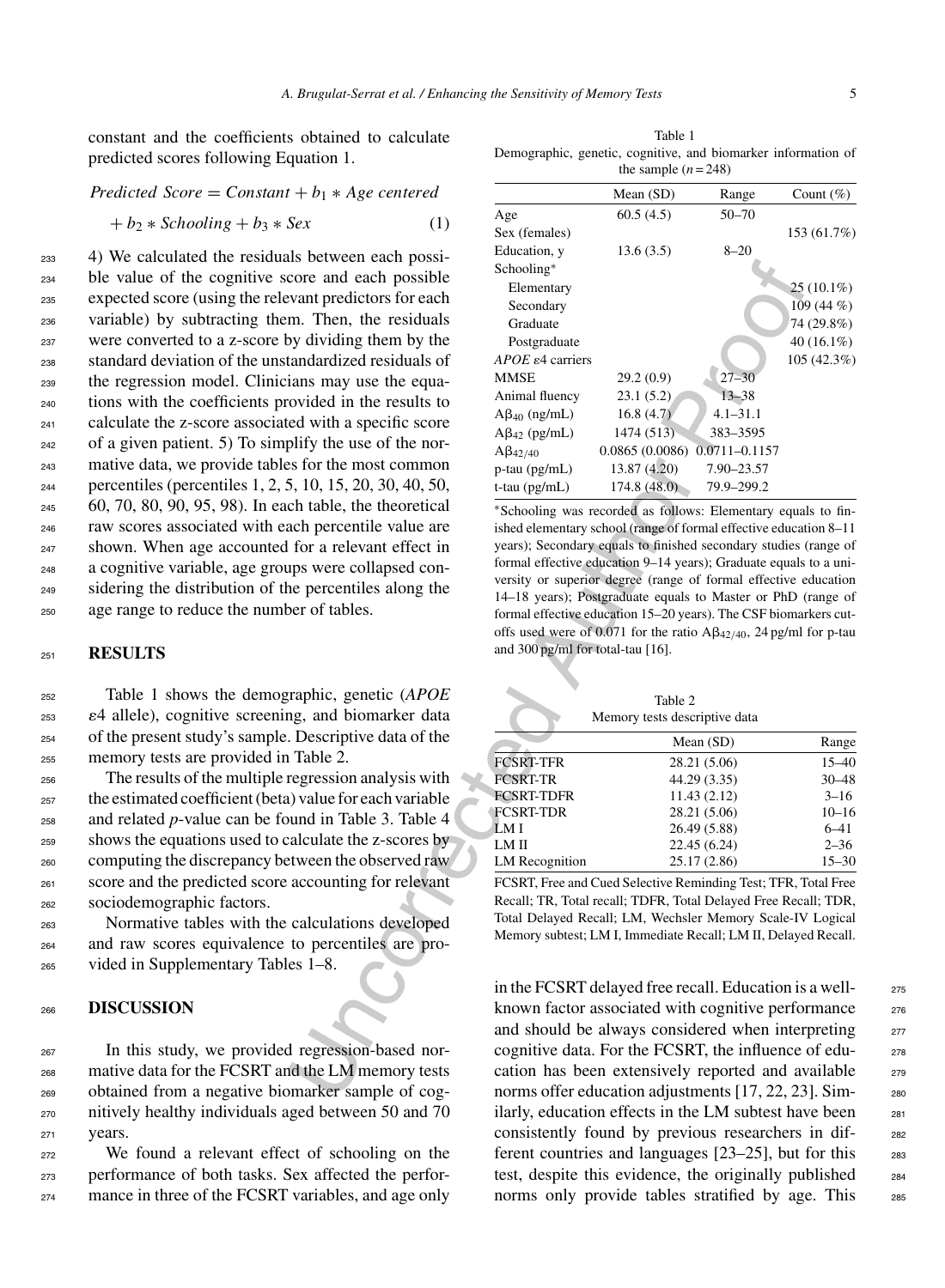constant and the coefficients obtained to calculate predicted scores following Equation 1.

$$Predicted\ Score = Constant + b_1 * Age\ centered + b_2 * Schooling + b_3 * Sex \quad (1)$$

4) We calculated the residuals between each possible value of the cognitive score and each possible expected score (using the relevant predictors for each variable) by subtracting them. Then, the residuals were converted to a z-score by dividing them by the standard deviation of the unstandardized residuals of the regression model. Clinicians may use the equations with the coefficients provided in the results to calculate the z-score associated with a specific score of a given patient. 5) To simplify the use of the normative data, we provide tables for the most common percentiles (percentiles 1, 2, 5, 10, 15, 20, 30, 40, 50, 60, 70, 80, 90, 95, 98). In each table, the theoretical raw scores associated with each percentile value are shown. When age accounted for a relevant effect in a cognitive variable, age groups were collapsed considering the distribution of the percentiles along the age range to reduce the number of tables.

## RESULTS

Table 1 shows the demographic, genetic (*APOE* ε4 allele), cognitive screening, and biomarker data of the present study's sample. Descriptive data of the memory tests are provided in Table 2.

The results of the multiple regression analysis with the estimated coefficient (beta) value for each variable and related *p*-value can be found in Table 3. Table 4 shows the equations used to calculate the z-scores by computing the discrepancy between the observed raw score and the predicted score accounting for relevant sociodemographic factors.

Normative tables with the calculations developed and raw scores equivalence to percentiles are provided in Supplementary Tables 1–8.

Table 1
Demographic, genetic, cognitive, and biomarker information of the sample ($n = 248$)

| | Mean (SD) | Range | Count (%) |
|---|---|---|---|
| Age | 60.5 (4.5) | 50–70 | |
| Sex (females) | | | 153 (61.7%) |
| Education, y | 13.6 (3.5) | 8–20 | |
| Schooling* | | | |
| Elementary | | | 25 (10.1%) |
| Secondary | | | 109 (44 %) |
| Graduate | | | 74 (29.8%) |
| Postgraduate | | | 40 (16.1%) |
| *APOE* ε4 carriers | | | 105 (42.3%) |
| MMSE | 29.2 (0.9) | 27–30 | |
| Animal fluency | 23.1 (5.2) | 13–38 | |
| $A\beta_{40}$ (ng/mL) | 16.8 (4.7) | 4.1–31.1 | |
| $A\beta_{42}$ (pg/mL) | 1474 (513) | 383–3595 | |
| $A\beta_{42/40}$ | 0.0865 (0.0086) | 0.0711–0.1157 | |
| p-tau (pg/mL) | 13.87 (4.20) | 7.90–23.57 | |
| t-tau (pg/mL) | 174.8 (48.0) | 79.9–299.2 | |

*Schooling was recorded as follows: Elementary equals to finished elementary school (range of formal effective education 8–11 years); Secondary equals to finished secondary studies (range of formal effective education 9–14 years); Graduate equals to a university or superior degree (range of formal effective education 14–18 years); Postgraduate equals to Master or PhD (range of formal effective education 15–20 years). The CSF biomarkers cutoffs used were of 0.071 for the ratio $A\beta_{42/40}$, 24 pg/ml for p-tau and 300 pg/ml for total-tau [16].

Table 2
Memory tests descriptive data

| | Mean (SD) | Range |
|---|---|---|
| FCSRT-TFR | 28.21 (5.06) | 15–40 |
| FCSRT-TR | 44.29 (3.35) | 30–48 |
| FCSRT-TDFR | 11.43 (2.12) | 3–16 |
| FCSRT-TDR | 28.21 (5.06) | 10–16 |
| LM I | 26.49 (5.88) | 6–41 |
| LM II | 22.45 (6.24) | 2–36 |
| LM Recognition | 25.17 (2.86) | 15–30 |

FCSRT, Free and Cued Selective Reminding Test; TFR, Total Free Recall; TR, Total recall; TDFR, Total Delayed Free Recall; TDR, Total Delayed Recall; LM, Wechsler Memory Scale-IV Logical Memory subtest; LM I, Immediate Recall; LM II, Delayed Recall.

## DISCUSSION

In this study, we provided regression-based normative data for the FCSRT and the LM memory tests obtained from a negative biomarker sample of cognitively healthy individuals aged between 50 and 70 years.

We found a relevant effect of schooling on the performance of both tasks. Sex affected the performance in three of the FCSRT variables, and age only in the FCSRT delayed free recall. Education is a well-known factor associated with cognitive performance and should be always considered when interpreting cognitive data. For the FCSRT, the influence of education has been extensively reported and available norms offer education adjustments [17, 22, 23]. Similarly, education effects in the LM subtest have been consistently found by previous researchers in different countries and languages [23–25], but for this test, despite this evidence, the originally published norms only provide tables stratified by age. This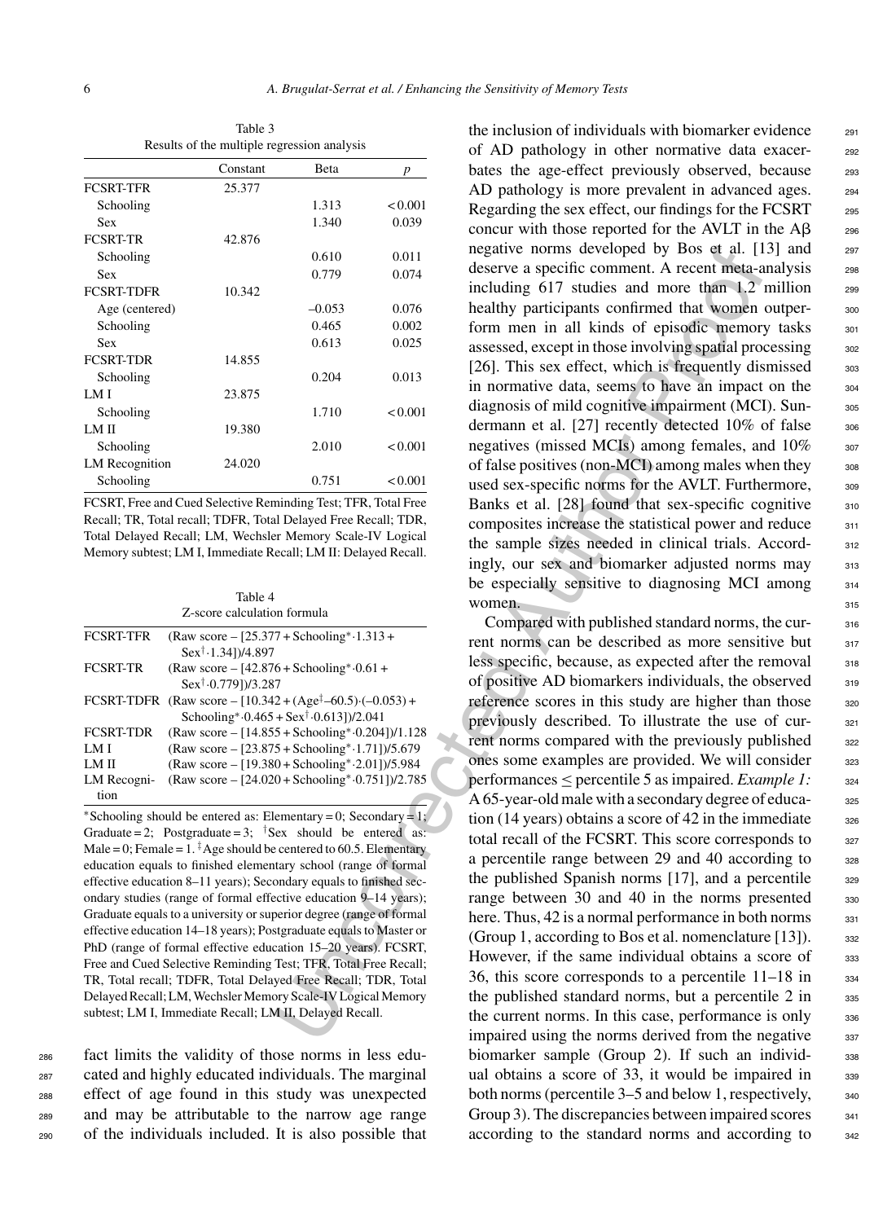Table 3
Results of the multiple regression analysis

| | Constant | Beta | *p* |
|---|---|---|---|
| FCSRT-TFR | 25.377 | | |
| Schooling | | 1.313 | < 0.001 |
| Sex | | 1.340 | 0.039 |
| FCSRT-TR | 42.876 | | |
| Schooling | | 0.610 | 0.011 |
| Sex | | 0.779 | 0.074 |
| FCSRT-TDFR | 10.342 | | |
| Age (centered) | | –0.053 | 0.076 |
| Schooling | | 0.465 | 0.002 |
| Sex | | 0.613 | 0.025 |
| FCSRT-TDR | 14.855 | | |
| Schooling | | 0.204 | 0.013 |
| LM I | 23.875 | | |
| Schooling | | 1.710 | < 0.001 |
| LM II | 19.380 | | |
| Schooling | | 2.010 | < 0.001 |
| LM Recognition | 24.020 | | |
| Schooling | | 0.751 | < 0.001 |

FCSRT, Free and Cued Selective Reminding Test; TFR, Total Free Recall; TR, Total recall; TDFR, Total Delayed Free Recall; TDR, Total Delayed Recall; LM, Wechsler Memory Scale-IV Logical Memory subtest; LM I, Immediate Recall; LM II: Delayed Recall.

Table 4
Z-score calculation formula

| | |
|---|---|
| FCSRT-TFR | (Raw score – [25.377 + Schooling*·1.313 + Sex†·1.34])/4.897 |
| FCSRT-TR | (Raw score – [42.876 + Schooling*·0.61 + Sex†·0.779])/3.287 |
| FCSRT-TDFR | (Raw score – [10.342 + (Age‡–60.5)·(–0.053) + Schooling*·0.465 + Sex†·0.613])/2.041 |
| FCSRT-TDR | (Raw score – [14.855 + Schooling*·0.204])/1.128 |
| LM I | (Raw score – [23.875 + Schooling*·1.71])/5.679 |
| LM II | (Raw score – [19.380 + Schooling*·2.01])/5.984 |
| LM Recognition | (Raw score – [24.020 + Schooling*·0.751])/2.785 |

*Schooling should be entered as: Elementary = 0; Secondary = 1; Graduate = 2; Postgraduate = 3; †Sex should be entered as: Male = 0; Female = 1. ‡Age should be centered to 60.5. Elementary education equals to finished elementary school (range of formal effective education 8–11 years); Secondary equals to finished secondary studies (range of formal effective education 9–14 years); Graduate equals to a university or superior degree (range of formal effective education 14–18 years); Postgraduate equals to Master or PhD (range of formal effective education 15–20 years). FCSRT, Free and Cued Selective Reminding Test; TFR, Total Free Recall; TR, Total recall; TDFR, Total Delayed Free Recall; TDR, Total Delayed Recall; LM, Wechsler Memory Scale-IV Logical Memory subtest; LM I, Immediate Recall; LM II, Delayed Recall.

fact limits the validity of those norms in less educated and highly educated individuals. The marginal effect of age found in this study was unexpected and may be attributable to the narrow age range of the individuals included. It is also possible that the inclusion of individuals with biomarker evidence of AD pathology in other normative data exacerbates the age-effect previously observed, because AD pathology is more prevalent in advanced ages. Regarding the sex effect, our findings for the FCSRT concur with those reported for the AVLT in the Aβ negative norms developed by Bos et al. [13] and deserve a specific comment. A recent meta-analysis including 617 studies and more than 1.2 million healthy participants confirmed that women outperform men in all kinds of episodic memory tasks assessed, except in those involving spatial processing [26]. This sex effect, which is frequently dismissed in normative data, seems to have an impact on the diagnosis of mild cognitive impairment (MCI). Sundermann et al. [27] recently detected 10% of false negatives (missed MCIs) among females, and 10% of false positives (non-MCI) among males when they used sex-specific norms for the AVLT. Furthermore, Banks et al. [28] found that sex-specific cognitive composites increase the statistical power and reduce the sample sizes needed in clinical trials. Accordingly, our sex and biomarker adjusted norms may be especially sensitive to diagnosing MCI among women.

Compared with published standard norms, the current norms can be described as more sensitive but less specific, because, as expected after the removal of positive AD biomarkers individuals, the observed reference scores in this study are higher than those previously described. To illustrate the use of current norms compared with the previously published ones some examples are provided. We will consider performances ≤ percentile 5 as impaired. *Example 1:* A 65-year-old male with a secondary degree of education (14 years) obtains a score of 42 in the immediate total recall of the FCSRT. This score corresponds to a percentile range between 29 and 40 according to the published Spanish norms [17], and a percentile range between 30 and 40 in the norms presented here. Thus, 42 is a normal performance in both norms (Group 1, according to Bos et al. nomenclature [13]). However, if the same individual obtains a score of 36, this score corresponds to a percentile 11–18 in the published standard norms, but a percentile 2 in the current norms. In this case, performance is only impaired using the norms derived from the negative biomarker sample (Group 2). If such an individual obtains a score of 33, it would be impaired in both norms (percentile 3–5 and below 1, respectively, Group 3). The discrepancies between impaired scores according to the standard norms and according to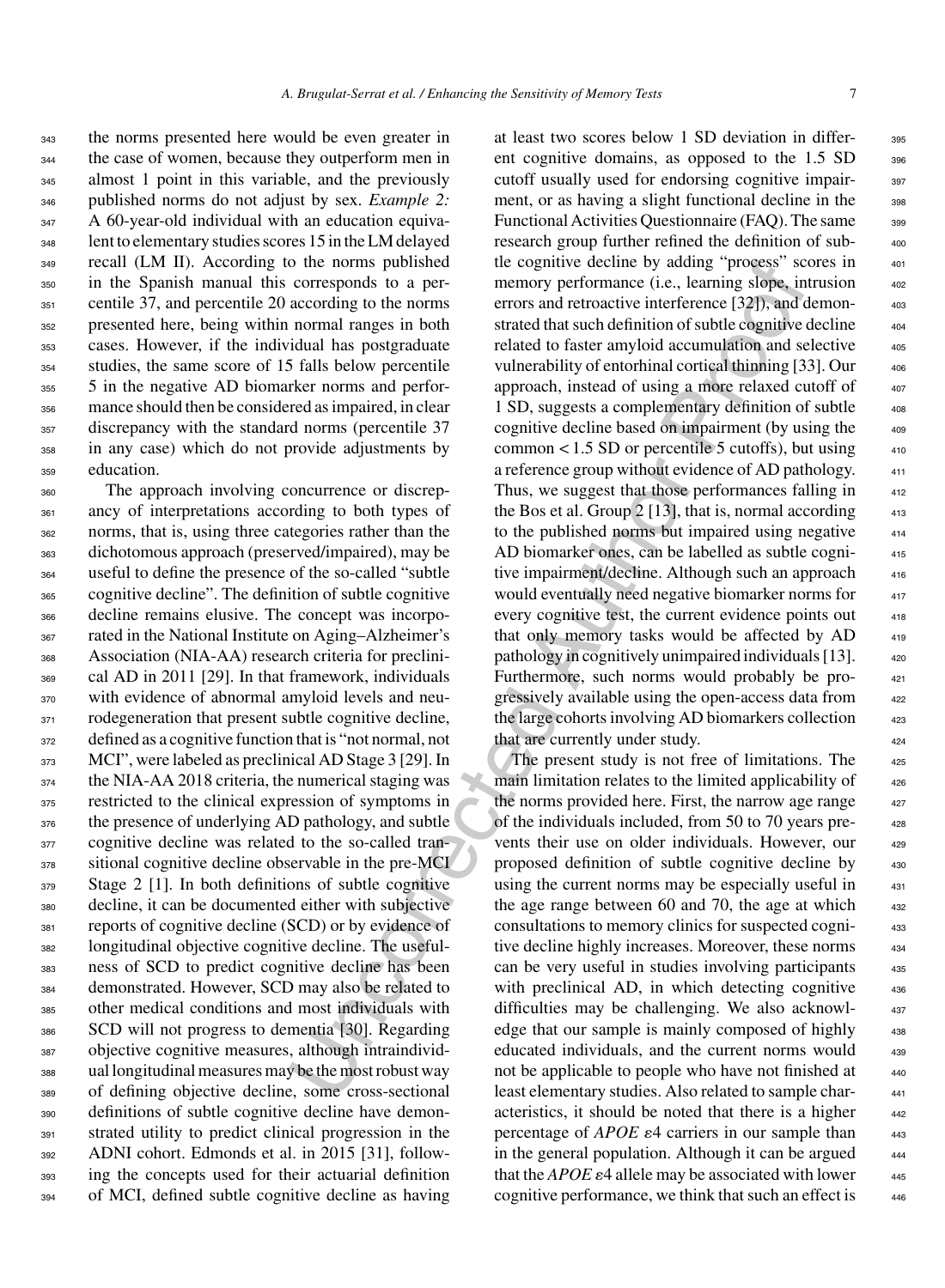the norms presented here would be even greater in the case of women, because they outperform men in almost 1 point in this variable, and the previously published norms do not adjust by sex. *Example 2:* A 60-year-old individual with an education equivalent to elementary studies scores 15 in the LM delayed recall (LM II). According to the norms published in the Spanish manual this corresponds to a percentile 37, and percentile 20 according to the norms presented here, being within normal ranges in both cases. However, if the individual has postgraduate studies, the same score of 15 falls below percentile 5 in the negative AD biomarker norms and performance should then be considered as impaired, in clear discrepancy with the standard norms (percentile 37 in any case) which do not provide adjustments by education.

The approach involving concurrence or discrepancy of interpretations according to both types of norms, that is, using three categories rather than the dichotomous approach (preserved/impaired), may be useful to define the presence of the so-called "subtle cognitive decline". The definition of subtle cognitive decline remains elusive. The concept was incorporated in the National Institute on Aging–Alzheimer's Association (NIA-AA) research criteria for preclinical AD in 2011 [29]. In that framework, individuals with evidence of abnormal amyloid levels and neurodegeneration that present subtle cognitive decline, defined as a cognitive function that is "not normal, not MCI", were labeled as preclinical AD Stage 3 [29]. In the NIA-AA 2018 criteria, the numerical staging was restricted to the clinical expression of symptoms in the presence of underlying AD pathology, and subtle cognitive decline was related to the so-called transitional cognitive decline observable in the pre-MCI Stage 2 [1]. In both definitions of subtle cognitive decline, it can be documented either with subjective reports of cognitive decline (SCD) or by evidence of longitudinal objective cognitive decline. The usefulness of SCD to predict cognitive decline has been demonstrated. However, SCD may also be related to other medical conditions and most individuals with SCD will not progress to dementia [30]. Regarding objective cognitive measures, although intraindividual longitudinal measures may be the most robust way of defining objective decline, some cross-sectional definitions of subtle cognitive decline have demonstrated utility to predict clinical progression in the ADNI cohort. Edmonds et al. in 2015 [31], following the concepts used for their actuarial definition of MCI, defined subtle cognitive decline as having at least two scores below 1 SD deviation in different cognitive domains, as opposed to the 1.5 SD cutoff usually used for endorsing cognitive impairment, or as having a slight functional decline in the Functional Activities Questionnaire (FAQ). The same research group further refined the definition of subtle cognitive decline by adding "process" scores in memory performance (i.e., learning slope, intrusion errors and retroactive interference [32]), and demonstrated that such definition of subtle cognitive decline related to faster amyloid accumulation and selective vulnerability of entorhinal cortical thinning [33]. Our approach, instead of using a more relaxed cutoff of 1 SD, suggests a complementary definition of subtle cognitive decline based on impairment (by using the common < 1.5 SD or percentile 5 cutoffs), but using a reference group without evidence of AD pathology. Thus, we suggest that those performances falling in the Bos et al. Group 2 [13], that is, normal according to the published norms but impaired using negative AD biomarker ones, can be labelled as subtle cognitive impairment/decline. Although such an approach would eventually need negative biomarker norms for every cognitive test, the current evidence points out that only memory tasks would be affected by AD pathology in cognitively unimpaired individuals [13]. Furthermore, such norms would probably be progressively available using the open-access data from the large cohorts involving AD biomarkers collection that are currently under study.

The present study is not free of limitations. The main limitation relates to the limited applicability of the norms provided here. First, the narrow age range of the individuals included, from 50 to 70 years prevents their use on older individuals. However, our proposed definition of subtle cognitive decline by using the current norms may be especially useful in the age range between 60 and 70, the age at which consultations to memory clinics for suspected cognitive decline highly increases. Moreover, these norms can be very useful in studies involving participants with preclinical AD, in which detecting cognitive difficulties may be challenging. We also acknowledge that our sample is mainly composed of highly educated individuals, and the current norms would not be applicable to people who have not finished at least elementary studies. Also related to sample characteristics, it should be noted that there is a higher percentage of *APOE* ε4 carriers in our sample than in the general population. Although it can be argued that the *APOE* ε4 allele may be associated with lower cognitive performance, we think that such an effect is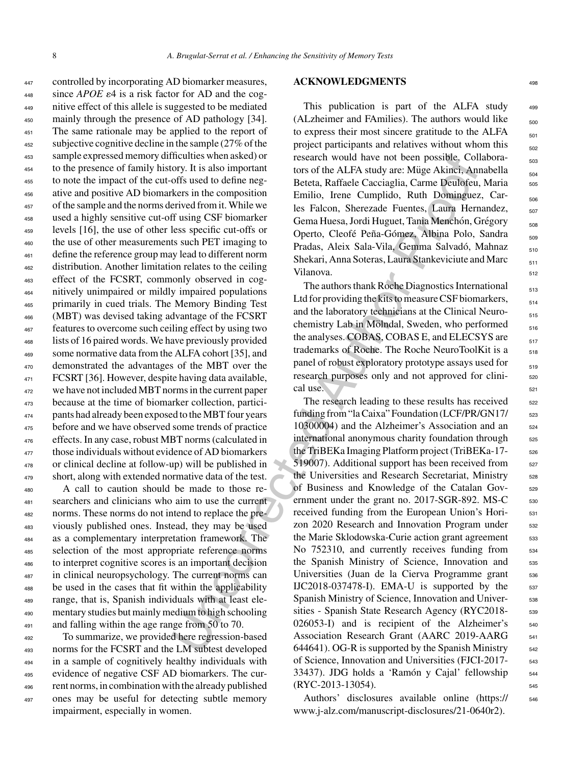controlled by incorporating AD biomarker measures, since *APOE* ε4 is a risk factor for AD and the cognitive effect of this allele is suggested to be mediated mainly through the presence of AD pathology [34]. The same rationale may be applied to the report of subjective cognitive decline in the sample (27% of the sample expressed memory difficulties when asked) or to the presence of family history. It is also important to note the impact of the cut-offs used to define negative and positive AD biomarkers in the composition of the sample and the norms derived from it. While we used a highly sensitive cut-off using CSF biomarker levels [16], the use of other less specific cut-offs or the use of other measurements such PET imaging to define the reference group may lead to different norm distribution. Another limitation relates to the ceiling effect of the FCSRT, commonly observed in cognitively unimpaired or mildly impaired populations primarily in cued trials. The Memory Binding Test (MBT) was devised taking advantage of the FCSRT features to overcome such ceiling effect by using two lists of 16 paired words. We have previously provided some normative data from the ALFA cohort [35], and demonstrated the advantages of the MBT over the FCSRT [36]. However, despite having data available, we have not included MBT norms in the current paper because at the time of biomarker collection, participants had already been exposed to the MBT four years before and we have observed some trends of practice effects. In any case, robust MBT norms (calculated in those individuals without evidence of AD biomarkers or clinical decline at follow-up) will be published in short, along with extended normative data of the test.

A call to caution should be made to those researchers and clinicians who aim to use the current norms. These norms do not intend to replace the previously published ones. Instead, they may be used as a complementary interpretation framework. The selection of the most appropriate reference norms to interpret cognitive scores is an important decision in clinical neuropsychology. The current norms can be used in the cases that fit within the applicability range, that is, Spanish individuals with at least elementary studies but mainly medium to high schooling and falling within the age range from 50 to 70.

To summarize, we provided here regression-based norms for the FCSRT and the LM subtest developed in a sample of cognitively healthy individuals with evidence of negative CSF AD biomarkers. The current norms, in combination with the already published ones may be useful for detecting subtle memory impairment, especially in women.

## ACKNOWLEDGMENTS

This publication is part of the ALFA study (ALzheimer and FAmilies). The authors would like to express their most sincere gratitude to the ALFA project participants and relatives without whom this research would have not been possible. Collaborators of the ALFA study are: Müge Akinci, Annabella Beteta, Raffaele Cacciaglia, Carme Deulofeu, Maria Emilio, Irene Cumplido, Ruth Dominguez, Carles Falcon, Sherezade Fuentes, Laura Hernandez, Gema Huesa, Jordi Huguet, Tania Menchón, Grégory Operto, Cleofé Peña-Gómez, Albina Polo, Sandra Pradas, Aleix Sala-Vila, Gemma Salvadó, Mahnaz Shekari, Anna Soteras, Laura Stankeviciute and Marc Vilanova.

The authors thank Roche Diagnostics International Ltd for providing the kits to measure CSF biomarkers, and the laboratory technicians at the Clinical Neurochemistry Lab in Mölndal, Sweden, who performed the analyses. COBAS, COBAS E, and ELECSYS are trademarks of Roche. The Roche NeuroToolKit is a panel of robust exploratory prototype assays used for research purposes only and not approved for clinical use.

The research leading to these results has received funding from "la Caixa" Foundation (LCF/PR/GN17/10300004) and the Alzheimer's Association and an international anonymous charity foundation through the TriBEKa Imaging Platform project (TriBEKa-17-519007). Additional support has been received from the Universities and Research Secretariat, Ministry of Business and Knowledge of the Catalan Government under the grant no. 2017-SGR-892. MS-C received funding from the European Union's Horizon 2020 Research and Innovation Program under the Marie Sklodowska-Curie action grant agreement No 752310, and currently receives funding from the Spanish Ministry of Science, Innovation and Universities (Juan de la Cierva Programme grant IJC2018-037478-I). EMA-U is supported by the Spanish Ministry of Science, Innovation and Universities - Spanish State Research Agency (RYC2018-026053-I) and is recipient of the Alzheimer's Association Research Grant (AARC 2019-AARG 644641). OG-R is supported by the Spanish Ministry of Science, Innovation and Universities (FJCI-2017-33437). JDG holds a 'Ramón y Cajal' fellowship (RYC-2013-13054).

Authors' disclosures available online (https://www.j-alz.com/manuscript-disclosures/21-0640r2).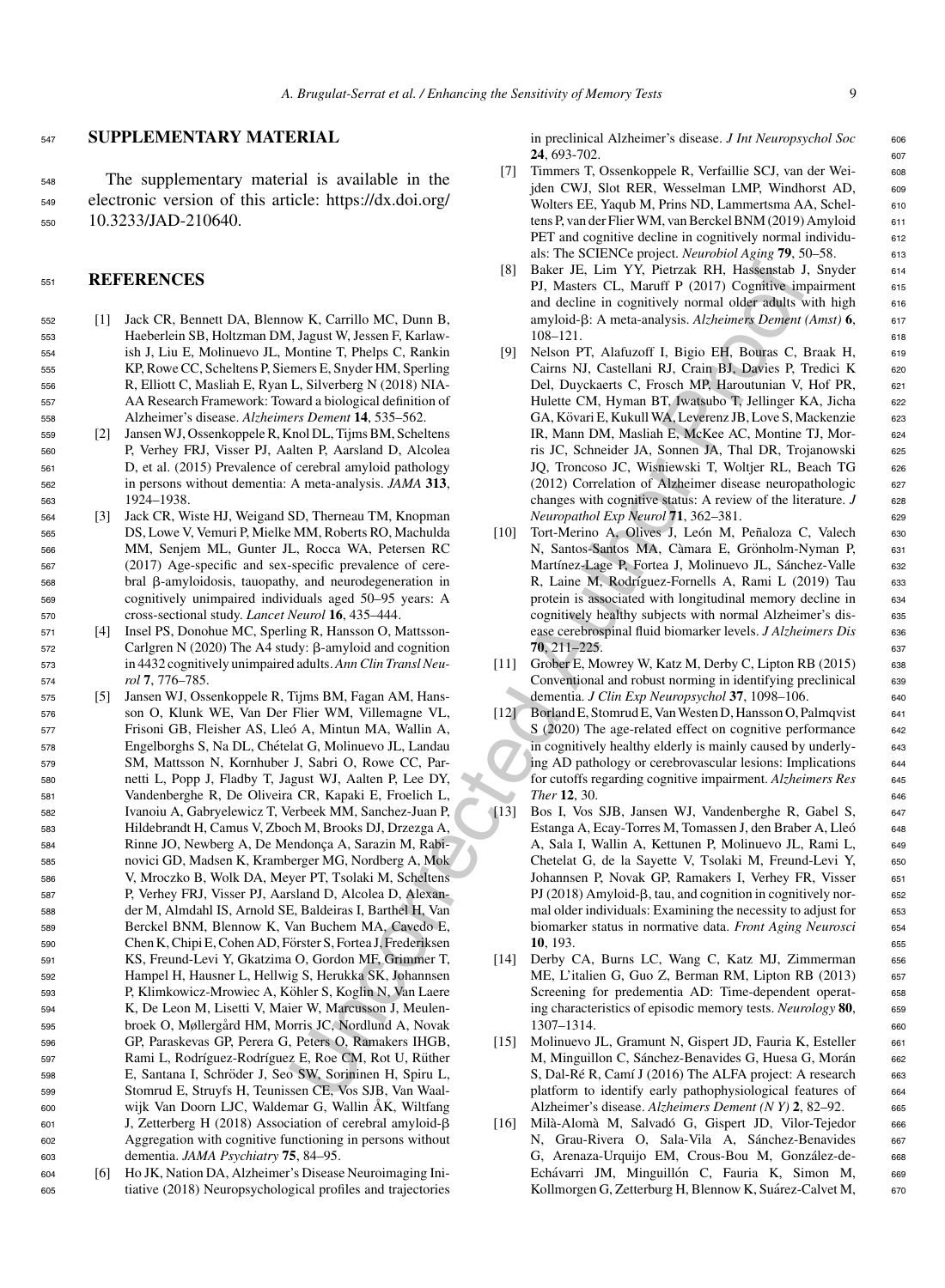## SUPPLEMENTARY MATERIAL

The supplementary material is available in the electronic version of this article: https://dx.doi.org/10.3233/JAD-210640.

## REFERENCES

[1] Jack CR, Bennett DA, Blennow K, Carrillo MC, Dunn B, Haeberlein SB, Holtzman DM, Jagust W, Jessen F, Karlawish J, Liu E, Molinuevo JL, Montine T, Phelps C, Rankin KP, Rowe CC, Scheltens P, Siemers E, Snyder HM, Sperling R, Elliott C, Masliah E, Ryan L, Silverberg N (2018) NIA-AA Research Framework: Toward a biological definition of Alzheimer's disease. *Alzheimers Dement* **14**, 535–562.

[2] Jansen WJ, Ossenkoppele R, Knol DL, Tijms BM, Scheltens P, Verhey FRJ, Visser PJ, Aalten P, Aarsland D, Alcolea D, et al. (2015) Prevalence of cerebral amyloid pathology in persons without dementia: A meta-analysis. *JAMA* **313**, 1924–1938.

[3] Jack CR, Wiste HJ, Weigand SD, Therneau TM, Knopman DS, Lowe V, Vemuri P, Mielke MM, Roberts RO, Machulda MM, Senjem ML, Gunter JL, Rocca WA, Petersen RC (2017) Age-specific and sex-specific prevalence of cerebral β-amyloidosis, tauopathy, and neurodegeneration in cognitively unimpaired individuals aged 50–95 years: A cross-sectional study. *Lancet Neurol* **16**, 435–444.

[4] Insel PS, Donohue MC, Sperling R, Hansson O, Mattsson-Carlgren N (2020) The A4 study: β-amyloid and cognition in 4432 cognitively unimpaired adults. *Ann Clin Transl Neurol* **7**, 776–785.

[5] Jansen WJ, Ossenkoppele R, Tijms BM, Fagan AM, Hansson O, Klunk WE, Van Der Flier WM, Villemagne VL, Frisoni GB, Fleisher AS, Lleó A, Mintun MA, Wallin A, Engelborghs S, Na DL, Chételat G, Molinuevo JL, Landau SM, Mattsson N, Kornhuber J, Sabri O, Rowe CC, Parnetti L, Popp J, Fladby T, Jagust WJ, Aalten P, Lee DY, Vandenberghe R, De Oliveira CR, Kapaki E, Froelich L, Ivanoiu A, Gabryelewicz T, Verbeek MM, Sanchez-Juan P, Hildebrandt H, Camus V, Zboch M, Brooks DJ, Drzezga A, Rinne JO, Newberg A, De Mendonça A, Sarazin M, Rabinovici GD, Madsen K, Kramberger MG, Nordberg A, Mok V, Mroczko B, Wolk DA, Meyer PT, Tsolaki M, Scheltens P, Verhey FRJ, Visser PJ, Aarsland D, Alcolea D, Alexander M, Almdahl IS, Arnold SE, Baldeiras I, Barthel H, Van Berckel BNM, Blennow K, Van Buchem MA, Cavedo E, Chen K, Chipi E, Cohen AD, Förster S, Fortea J, Frederiksen KS, Freund-Levi Y, Gkatzima O, Gordon MF, Grimmer T, Hampel H, Hausner L, Hellwig S, Herukka SK, Johannsen P, Klimkowicz-Mrowiec A, Köhler S, Koglin N, Van Laere K, De Leon M, Lisetti V, Maier W, Marcusson J, Meulenbroek O, Møllergård HM, Morris JC, Nordlund A, Novak GP, Paraskevas GP, Perera G, Peters O, Ramakers IHGB, Rami L, Rodríguez-Rodríguez E, Roe CM, Rot U, Rüther E, Santana I, Schröder J, Seo SW, Soininen H, Spiru L, Stomrud E, Struyfs H, Teunissen CE, Vos SJB, Van Waalwijk Van Doorn LJC, Waldemar G, Wallin ÅK, Wiltfang J, Zetterberg H (2018) Association of cerebral amyloid-β Aggregation with cognitive functioning in persons without dementia. *JAMA Psychiatry* **75**, 84–95.

[6] Ho JK, Nation DA, Alzheimer's Disease Neuroimaging Initiative (2018) Neuropsychological profiles and trajectories in preclinical Alzheimer's disease. *J Int Neuropsychol Soc* **24**, 693-702.

[7] Timmers T, Ossenkoppele R, Verfaillie SCJ, van der Weijden CWJ, Slot RER, Wesselman LMP, Windhorst AD, Wolters EE, Yaqub M, Prins ND, Lammertsma AA, Scheltens P, van der Flier WM, van Berckel BNM (2019) Amyloid PET and cognitive decline in cognitively normal individuals: The SCIENCe project. *Neurobiol Aging* **79**, 50–58.

[8] Baker JE, Lim YY, Pietrzak RH, Hassenstab J, Snyder PJ, Masters CL, Maruff P (2017) Cognitive impairment and decline in cognitively normal older adults with high amyloid-β: A meta-analysis. *Alzheimers Dement (Amst)* **6**, 108–121.

[9] Nelson PT, Alafuzoff I, Bigio EH, Bouras C, Braak H, Cairns NJ, Castellani RJ, Crain BJ, Davies P, Tredici K Del, Duyckaerts C, Frosch MP, Haroutunian V, Hof PR, Hulette CM, Hyman BT, Iwatsubo T, Jellinger KA, Jicha GA, Kövari E, Kukull WA, Leverenz JB, Love S, Mackenzie IR, Mann DM, Masliah E, McKee AC, Montine TJ, Morris JC, Schneider JA, Sonnen JA, Thal DR, Trojanowski JQ, Troncoso JC, Wisniewski T, Woltjer RL, Beach TG (2012) Correlation of Alzheimer disease neuropathologic changes with cognitive status: A review of the literature. *J Neuropathol Exp Neurol* **71**, 362–381.

[10] Tort-Merino A, Olives J, León M, Peñaloza C, Valech N, Santos-Santos MA, Càmara E, Grönholm-Nyman P, Martínez-Lage P, Fortea J, Molinuevo JL, Sánchez-Valle R, Laine M, Rodríguez-Fornells A, Rami L (2019) Tau protein is associated with longitudinal memory decline in cognitively healthy subjects with normal Alzheimer's disease cerebrospinal fluid biomarker levels. *J Alzheimers Dis* **70**, 211–225.

[11] Grober E, Mowrey W, Katz M, Derby C, Lipton RB (2015) Conventional and robust norming in identifying preclinical dementia. *J Clin Exp Neuropsychol* **37**, 1098–106.

[12] Borland E, Stomrud E, Van Westen D, Hansson O, Palmqvist S (2020) The age-related effect on cognitive performance in cognitively healthy elderly is mainly caused by underlying AD pathology or cerebrovascular lesions: Implications for cutoffs regarding cognitive impairment. *Alzheimers Res Ther* **12**, 30.

[13] Bos I, Vos SJB, Jansen WJ, Vandenberghe R, Gabel S, Estanga A, Ecay-Torres M, Tomassen J, den Braber A, Lleó A, Sala I, Wallin A, Kettunen P, Molinuevo JL, Rami L, Chetelat G, de la Sayette V, Tsolaki M, Freund-Levi Y, Johannsen P, Novak GP, Ramakers I, Verhey FR, Visser PJ (2018) Amyloid-β, tau, and cognition in cognitively normal older individuals: Examining the necessity to adjust for biomarker status in normative data. *Front Aging Neurosci* **10**, 193.

[14] Derby CA, Burns LC, Wang C, Katz MJ, Zimmerman ME, L'italien G, Guo Z, Berman RM, Lipton RB (2013) Screening for predementia AD: Time-dependent operating characteristics of episodic memory tests. *Neurology* **80**, 1307–1314.

[15] Molinuevo JL, Gramunt N, Gispert JD, Fauria K, Esteller M, Minguillon C, Sánchez-Benavides G, Huesa G, Morán S, Dal-Ré R, Camí J (2016) The ALFA project: A research platform to identify early pathophysiological features of Alzheimer's disease. *Alzheimers Dement (N Y)* **2**, 82–92.

[16] Milà-Alomà M, Salvadó G, Gispert JD, Vilor-Tejedor N, Grau-Rivera O, Sala-Vila A, Sánchez-Benavides G, Arenaza-Urquijo EM, Crous-Bou M, González-de-Echávarri JM, Minguillón C, Fauria K, Simon M, Kollmorgen G, Zetterburg H, Blennow K, Suárez-Calvet M,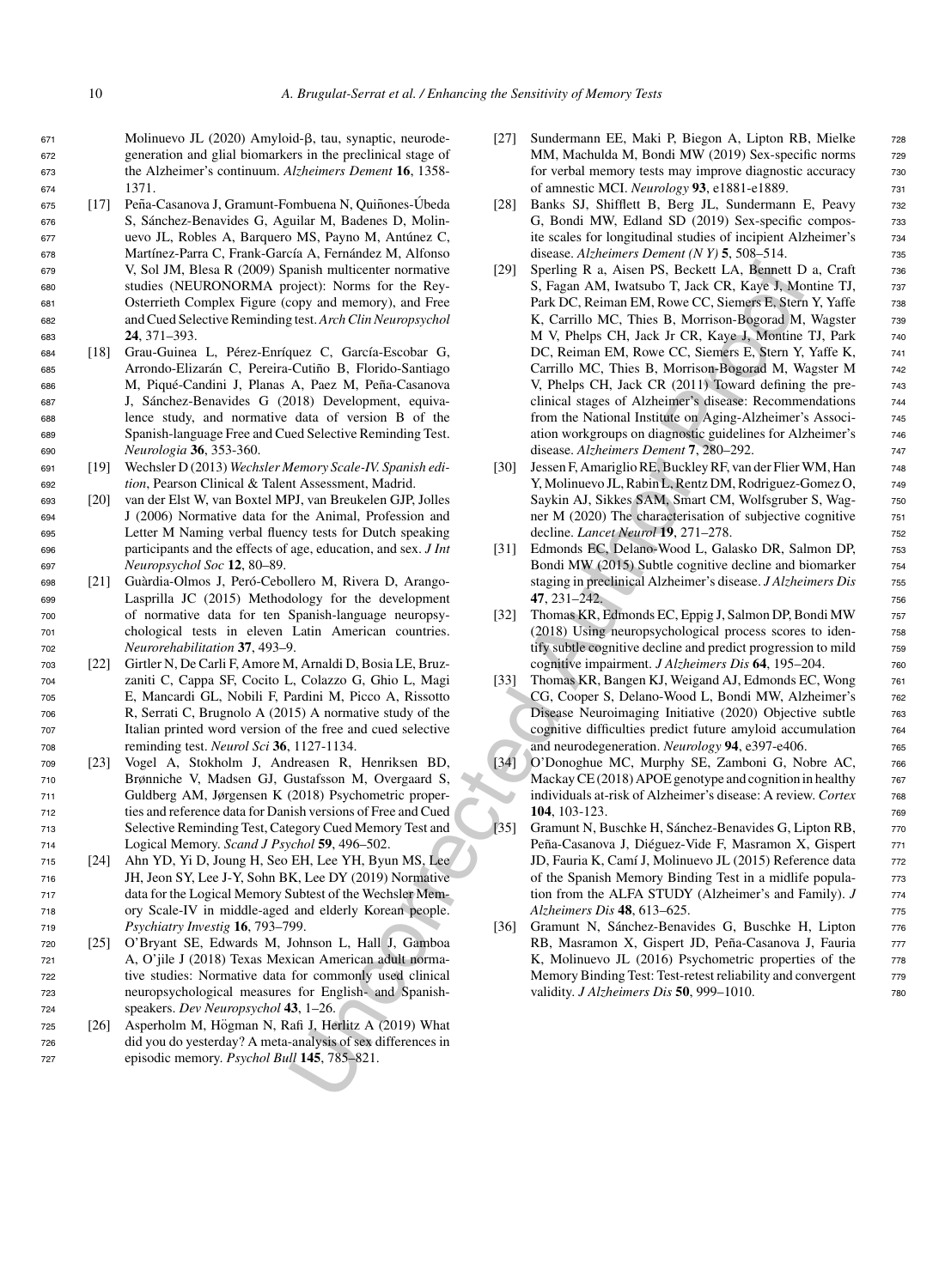Molinuevo JL (2020) Amyloid-β, tau, synaptic, neurodegeneration and glial biomarkers in the preclinical stage of the Alzheimer's continuum. *Alzheimers Dement* **16**, 1358-1371.

[17] Peña-Casanova J, Gramunt-Fombuena N, Quiñones-Úbeda S, Sánchez-Benavides G, Aguilar M, Badenes D, Molinuevo JL, Robles A, Barquero MS, Payno M, Antúnez C, Martínez-Parra C, Frank-García A, Fernández M, Alfonso V, Sol JM, Blesa R (2009) Spanish multicenter normative studies (NEURONORMA project): Norms for the Rey-Osterrieth Complex Figure (copy and memory), and Free and Cued Selective Reminding test. *Arch Clin Neuropsychol* **24**, 371–393.

[18] Grau-Guinea L, Pérez-Enríquez C, García-Escobar G, Arrondo-Elizarán C, Pereira-Cutiño B, Florido-Santiago M, Piqué-Candini J, Planas A, Paez M, Peña-Casanova J, Sánchez-Benavides G (2018) Development, equivalence study, and normative data of version B of the Spanish-language Free and Cued Selective Reminding Test. *Neurologia* **36**, 353-360.

[19] Wechsler D (2013) *Wechsler Memory Scale-IV. Spanish edition*, Pearson Clinical & Talent Assessment, Madrid.

[20] van der Elst W, van Boxtel MPJ, van Breukelen GJP, Jolles J (2006) Normative data for the Animal, Profession and Letter M Naming verbal fluency tests for Dutch speaking participants and the effects of age, education, and sex. *J Int Neuropsychol Soc* **12**, 80–89.

[21] Guàrdia-Olmos J, Peró-Cebollero M, Rivera D, Arango-Lasprilla JC (2015) Methodology for the development of normative data for ten Spanish-language neuropsychological tests in eleven Latin American countries. *Neurorehabilitation* **37**, 493–9.

[22] Girtler N, De Carli F, Amore M, Arnaldi D, Bosia LE, Bruzzaniti C, Cappa SF, Cocito L, Colazzo G, Ghio L, Magi E, Mancardi GL, Nobili F, Pardini M, Picco A, Rissotto R, Serrati C, Brugnolo A (2015) A normative study of the Italian printed word version of the free and cued selective reminding test. *Neurol Sci* **36**, 1127-1134.

[23] Vogel A, Stokholm J, Andreasen R, Henriksen BD, Brønniche V, Madsen GJ, Gustafsson M, Overgaard S, Guldberg AM, Jørgensen K (2018) Psychometric properties and reference data for Danish versions of Free and Cued Selective Reminding Test, Category Cued Memory Test and Logical Memory. *Scand J Psychol* **59**, 496–502.

[24] Ahn YD, Yi D, Joung H, Seo EH, Lee YH, Byun MS, Lee JH, Jeon SY, Lee J-Y, Sohn BK, Lee DY (2019) Normative data for the Logical Memory Subtest of the Wechsler Memory Scale-IV in middle-aged and elderly Korean people. *Psychiatry Investig* **16**, 793–799.

[25] O'Bryant SE, Edwards M, Johnson L, Hall J, Gamboa A, O'jile J (2018) Texas Mexican American adult normative studies: Normative data for commonly used clinical neuropsychological measures for English- and Spanish-speakers. *Dev Neuropsychol* **43**, 1–26.

[26] Asperholm M, Högman N, Rafi J, Herlitz A (2019) What did you do yesterday? A meta-analysis of sex differences in episodic memory. *Psychol Bull* **145**, 785–821.

[27] Sundermann EE, Maki P, Biegon A, Lipton RB, Mielke MM, Machulda M, Bondi MW (2019) Sex-specific norms for verbal memory tests may improve diagnostic accuracy of amnestic MCI. *Neurology* **93**, e1881-e1889.

[28] Banks SJ, Shifflett B, Berg JL, Sundermann E, Peavy G, Bondi MW, Edland SD (2019) Sex-specific composite scales for longitudinal studies of incipient Alzheimer's disease. *Alzheimers Dement (N Y)* **5**, 508–514.

[29] Sperling R a, Aisen PS, Beckett LA, Bennett D a, Craft S, Fagan AM, Iwatsubo T, Jack CR, Kaye J, Montine TJ, Park DC, Reiman EM, Rowe CC, Siemers E, Stern Y, Yaffe K, Carrillo MC, Thies B, Morrison-Bogorad M, Wagster M V, Phelps CH, Jack Jr CR, Kaye J, Montine TJ, Park DC, Reiman EM, Rowe CC, Siemers E, Stern Y, Yaffe K, Carrillo MC, Thies B, Morrison-Bogorad M, Wagster M V, Phelps CH, Jack CR (2011) Toward defining the preclinical stages of Alzheimer's disease: Recommendations from the National Institute on Aging-Alzheimer's Association workgroups on diagnostic guidelines for Alzheimer's disease. *Alzheimers Dement* **7**, 280–292.

[30] Jessen F, Amariglio RE, Buckley RF, van der Flier WM, Han Y, Molinuevo JL, Rabin L, Rentz DM, Rodriguez-Gomez O, Saykin AJ, Sikkes SAM, Smart CM, Wolfsgruber S, Wagner M (2020) The characterisation of subjective cognitive decline. *Lancet Neurol* **19**, 271–278.

[31] Edmonds EC, Delano-Wood L, Galasko DR, Salmon DP, Bondi MW (2015) Subtle cognitive decline and biomarker staging in preclinical Alzheimer's disease. *J Alzheimers Dis* **47**, 231–242.

[32] Thomas KR, Edmonds EC, Eppig J, Salmon DP, Bondi MW (2018) Using neuropsychological process scores to identify subtle cognitive decline and predict progression to mild cognitive impairment. *J Alzheimers Dis* **64**, 195–204.

[33] Thomas KR, Bangen KJ, Weigand AJ, Edmonds EC, Wong CG, Cooper S, Delano-Wood L, Bondi MW, Alzheimer's Disease Neuroimaging Initiative (2020) Objective subtle cognitive difficulties predict future amyloid accumulation and neurodegeneration. *Neurology* **94**, e397-e406.

[34] O'Donoghue MC, Murphy SE, Zamboni G, Nobre AC, Mackay CE (2018) APOE genotype and cognition in healthy individuals at-risk of Alzheimer's disease: A review. *Cortex* **104**, 103-123.

[35] Gramunt N, Buschke H, Sánchez-Benavides G, Lipton RB, Peña-Casanova J, Diéguez-Vide F, Masramon X, Gispert JD, Fauria K, Camí J, Molinuevo JL (2015) Reference data of the Spanish Memory Binding Test in a midlife population from the ALFA STUDY (Alzheimer's and Family). *J Alzheimers Dis* **48**, 613–625.

[36] Gramunt N, Sánchez-Benavides G, Buschke H, Lipton RB, Masramon X, Gispert JD, Peña-Casanova J, Fauria K, Molinuevo JL (2016) Psychometric properties of the Memory Binding Test: Test-retest reliability and convergent validity. *J Alzheimers Dis* **50**, 999–1010.